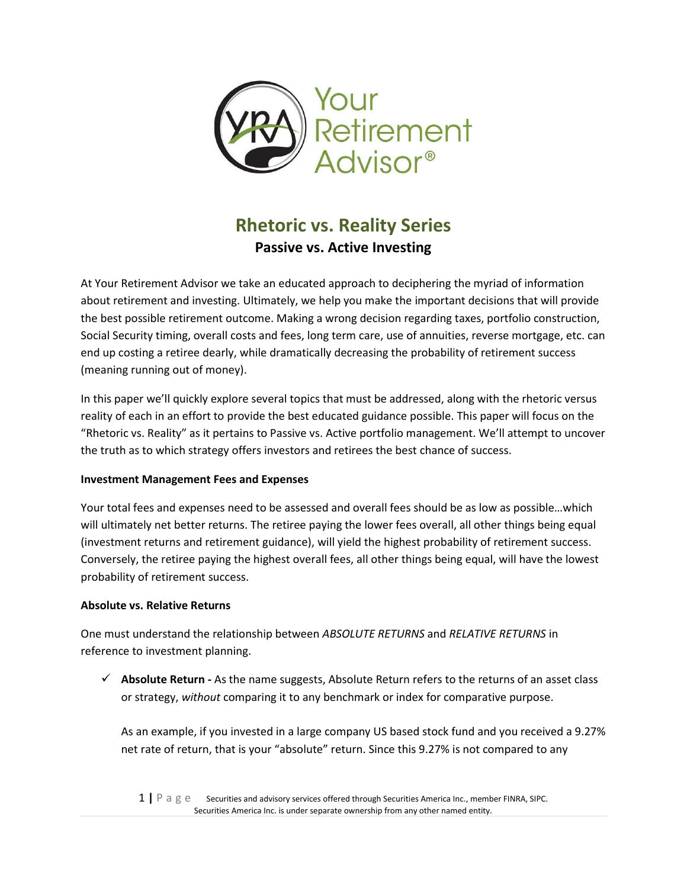Your Retirement Advisor®

# Rhetoric vs. Reality Series

## Passive vs. Active Investing

At Your Retirement Advisor we take an educated approach to deciphering the myriad of information about retirement and investing. Ultimately, we help you make the important decisions that will provide the best possible retirement outcome. Making a wrong decision regarding taxes, portfolio construction, Social Security timing, overall costs and fees, long term care, use of annuities, reverse mortgage, etc. can end up costing a retiree dearly, while dramatically decreasing the probability of retirement success (meaning running out of money).

In this paper we'll quickly explore several topics that must be addressed, along with the rhetoric versus reality of each in an effort to provide the best educated guidance possible. This paper will focus on the "Rhetoric vs. Reality" as it pertains to Passive vs. Active portfolio management. We'll attempt to uncover the truth as to which strategy offers investors and retirees the best chance of success.

**Investment Management Fees and Expenses**

Your total fees and expenses need to be assessed and overall fees should be as low as possible…which will ultimately net better returns. The retiree paying the lower fees overall, all other things being equal (investment returns and retirement guidance), will yield the highest probability of retirement success. Conversely, the retiree paying the highest overall fees, all other things being equal, will have the lowest probability of retirement success.

**Absolute vs. Relative Returns**

One must understand the relationship between *ABSOLUTE RETURNS* and *RELATIVE RETURNS* in reference to investment planning.

- ✓ **Absolute Return -** As the name suggests, Absolute Return refers to the returns of an asset class or strategy, *without* comparing it to any benchmark or index for comparative purpose.

  As an example, if you invested in a large company US based stock fund and you received a 9.27% net rate of return, that is your "absolute" return. Since this 9.27% is not compared to any

Securities and advisory services offered through Securities America Inc., member FINRA, SIPC. Securities America Inc. is under separate ownership from any other named entity.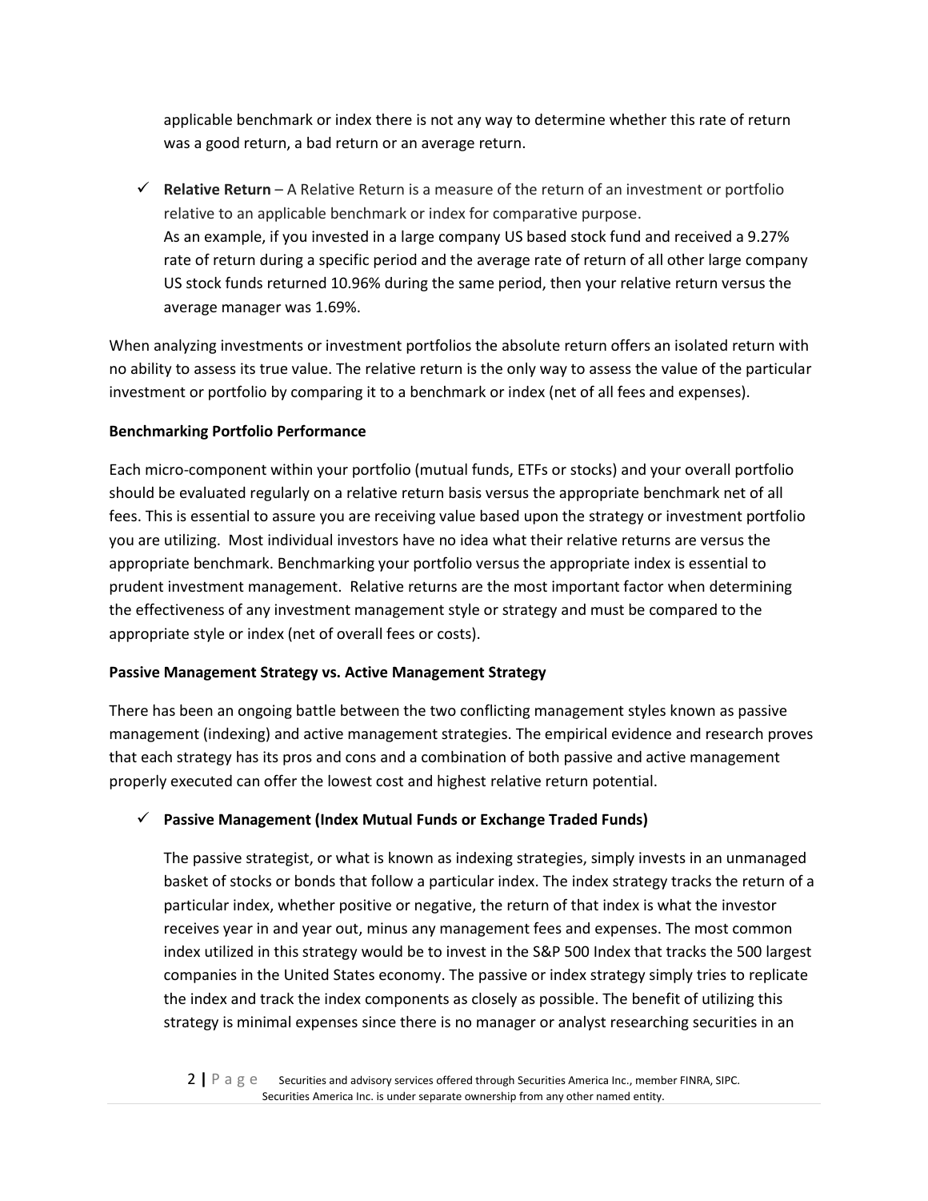applicable benchmark or index there is not any way to determine whether this rate of return was a good return, a bad return or an average return.

- ✓ **Relative Return** – A Relative Return is a measure of the return of an investment or portfolio relative to an applicable benchmark or index for comparative purpose.
  As an example, if you invested in a large company US based stock fund and received a 9.27% rate of return during a specific period and the average rate of return of all other large company US stock funds returned 10.96% during the same period, then your relative return versus the average manager was 1.69%.

When analyzing investments or investment portfolios the absolute return offers an isolated return with no ability to assess its true value. The relative return is the only way to assess the value of the particular investment or portfolio by comparing it to a benchmark or index (net of all fees and expenses).

**Benchmarking Portfolio Performance**

Each micro-component within your portfolio (mutual funds, ETFs or stocks) and your overall portfolio should be evaluated regularly on a relative return basis versus the appropriate benchmark net of all fees. This is essential to assure you are receiving value based upon the strategy or investment portfolio you are utilizing. Most individual investors have no idea what their relative returns are versus the appropriate benchmark. Benchmarking your portfolio versus the appropriate index is essential to prudent investment management. Relative returns are the most important factor when determining the effectiveness of any investment management style or strategy and must be compared to the appropriate style or index (net of overall fees or costs).

**Passive Management Strategy vs. Active Management Strategy**

There has been an ongoing battle between the two conflicting management styles known as passive management (indexing) and active management strategies. The empirical evidence and research proves that each strategy has its pros and cons and a combination of both passive and active management properly executed can offer the lowest cost and highest relative return potential.

- ✓ **Passive Management (Index Mutual Funds or Exchange Traded Funds)**

  The passive strategist, or what is known as indexing strategies, simply invests in an unmanaged basket of stocks or bonds that follow a particular index. The index strategy tracks the return of a particular index, whether positive or negative, the return of that index is what the investor receives year in and year out, minus any management fees and expenses. The most common index utilized in this strategy would be to invest in the S&P 500 Index that tracks the 500 largest companies in the United States economy. The passive or index strategy simply tries to replicate the index and track the index components as closely as possible. The benefit of utilizing this strategy is minimal expenses since there is no manager or analyst researching securities in an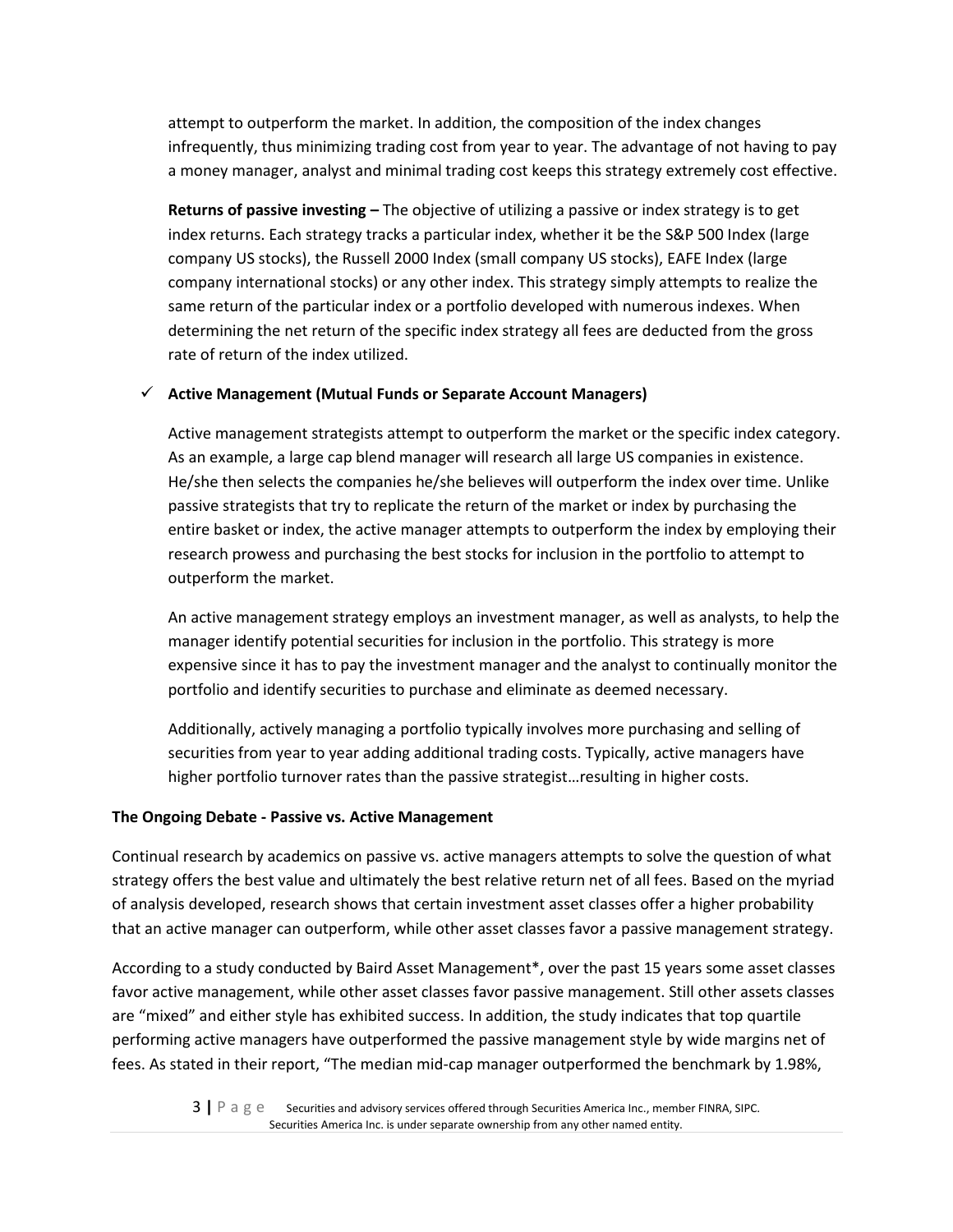attempt to outperform the market. In addition, the composition of the index changes infrequently, thus minimizing trading cost from year to year. The advantage of not having to pay a money manager, analyst and minimal trading cost keeps this strategy extremely cost effective.

**Returns of passive investing –** The objective of utilizing a passive or index strategy is to get index returns. Each strategy tracks a particular index, whether it be the S&P 500 Index (large company US stocks), the Russell 2000 Index (small company US stocks), EAFE Index (large company international stocks) or any other index. This strategy simply attempts to realize the same return of the particular index or a portfolio developed with numerous indexes. When determining the net return of the specific index strategy all fees are deducted from the gross rate of return of the index utilized.

- ✓ **Active Management (Mutual Funds or Separate Account Managers)**

  Active management strategists attempt to outperform the market or the specific index category. As an example, a large cap blend manager will research all large US companies in existence. He/she then selects the companies he/she believes will outperform the index over time. Unlike passive strategists that try to replicate the return of the market or index by purchasing the entire basket or index, the active manager attempts to outperform the index by employing their research prowess and purchasing the best stocks for inclusion in the portfolio to attempt to outperform the market.

  An active management strategy employs an investment manager, as well as analysts, to help the manager identify potential securities for inclusion in the portfolio. This strategy is more expensive since it has to pay the investment manager and the analyst to continually monitor the portfolio and identify securities to purchase and eliminate as deemed necessary.

  Additionally, actively managing a portfolio typically involves more purchasing and selling of securities from year to year adding additional trading costs. Typically, active managers have higher portfolio turnover rates than the passive strategist…resulting in higher costs.

**The Ongoing Debate - Passive vs. Active Management**

Continual research by academics on passive vs. active managers attempts to solve the question of what strategy offers the best value and ultimately the best relative return net of all fees. Based on the myriad of analysis developed, research shows that certain investment asset classes offer a higher probability that an active manager can outperform, while other asset classes favor a passive management strategy.

According to a study conducted by Baird Asset Management*, over the past 15 years some asset classes favor active management, while other asset classes favor passive management. Still other assets classes are "mixed" and either style has exhibited success. In addition, the study indicates that top quartile performing active managers have outperformed the passive management style by wide margins net of fees. As stated in their report, "The median mid-cap manager outperformed the benchmark by 1.98%,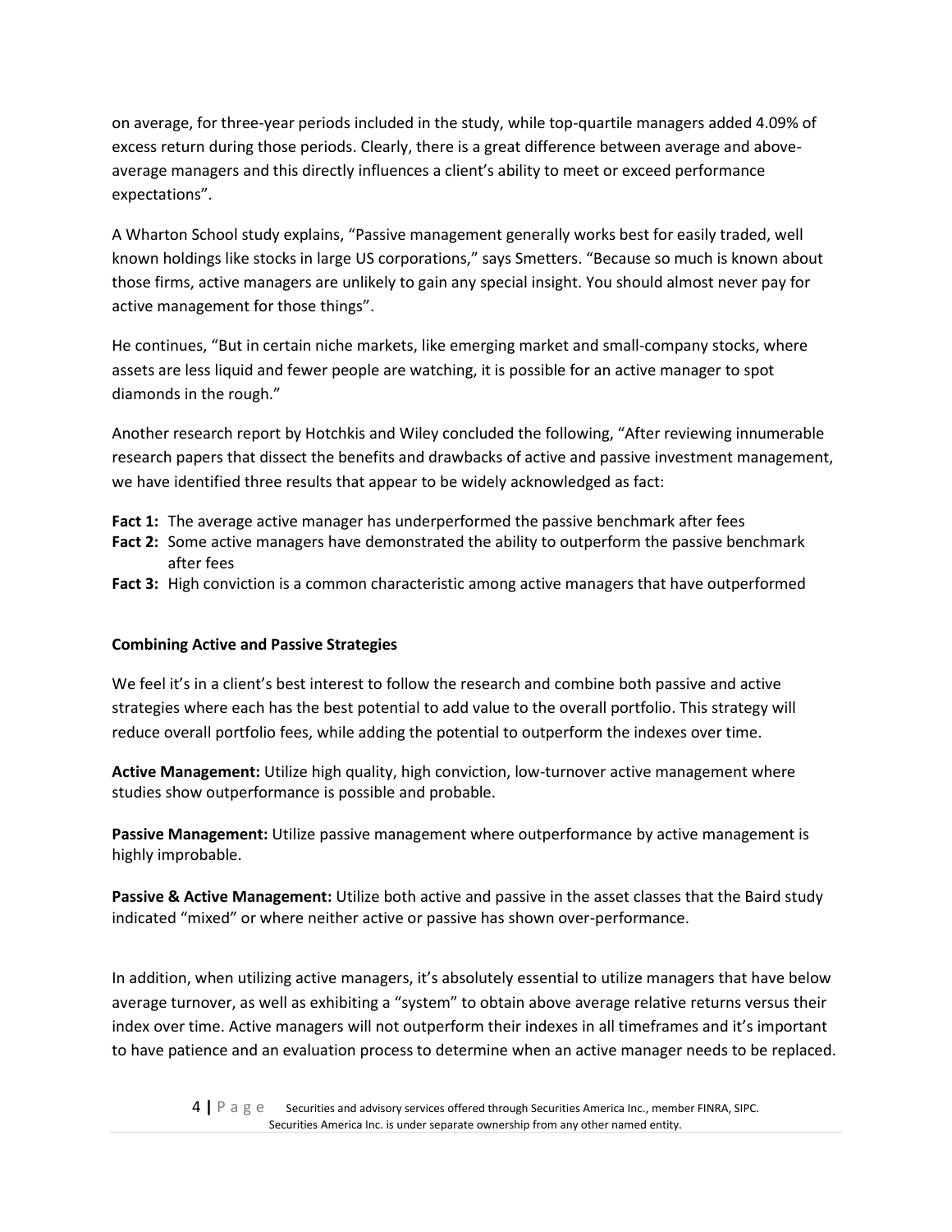on average, for three-year periods included in the study, while top-quartile managers added 4.09% of excess return during those periods. Clearly, there is a great difference between average and above-average managers and this directly influences a client's ability to meet or exceed performance expectations".

A Wharton School study explains, "Passive management generally works best for easily traded, well known holdings like stocks in large US corporations," says Smetters. "Because so much is known about those firms, active managers are unlikely to gain any special insight. You should almost never pay for active management for those things".

He continues, "But in certain niche markets, like emerging market and small-company stocks, where assets are less liquid and fewer people are watching, it is possible for an active manager to spot diamonds in the rough."

Another research report by Hotchkis and Wiley concluded the following, "After reviewing innumerable research papers that dissect the benefits and drawbacks of active and passive investment management, we have identified three results that appear to be widely acknowledged as fact:

**Fact 1:** The average active manager has underperformed the passive benchmark after fees
**Fact 2:** Some active managers have demonstrated the ability to outperform the passive benchmark after fees
**Fact 3:** High conviction is a common characteristic among active managers that have outperformed

**Combining Active and Passive Strategies**

We feel it's in a client's best interest to follow the research and combine both passive and active strategies where each has the best potential to add value to the overall portfolio. This strategy will reduce overall portfolio fees, while adding the potential to outperform the indexes over time.

**Active Management:** Utilize high quality, high conviction, low-turnover active management where studies show outperformance is possible and probable.

**Passive Management:** Utilize passive management where outperformance by active management is highly improbable.

**Passive & Active Management:** Utilize both active and passive in the asset classes that the Baird study indicated "mixed" or where neither active or passive has shown over-performance.

In addition, when utilizing active managers, it's absolutely essential to utilize managers that have below average turnover, as well as exhibiting a "system" to obtain above average relative returns versus their index over time. Active managers will not outperform their indexes in all timeframes and it's important to have patience and an evaluation process to determine when an active manager needs to be replaced.

Securities and advisory services offered through Securities America Inc., member FINRA, SIPC. Securities America Inc. is under separate ownership from any other named entity.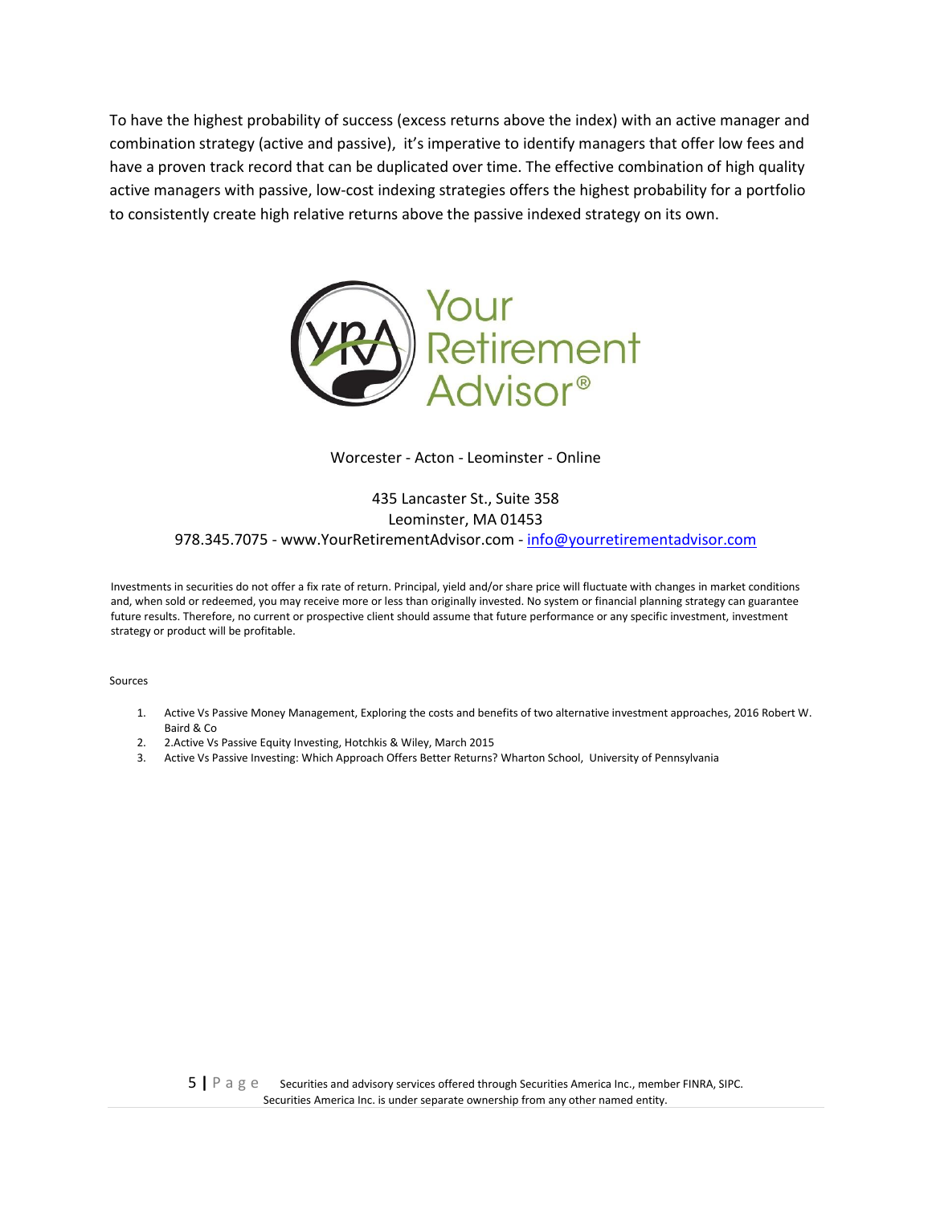To have the highest probability of success (excess returns above the index) with an active manager and combination strategy (active and passive), it's imperative to identify managers that offer low fees and have a proven track record that can be duplicated over time. The effective combination of high quality active managers with passive, low-cost indexing strategies offers the highest probability for a portfolio to consistently create high relative returns above the passive indexed strategy on its own.

Your Retirement Advisor®

Worcester - Acton - Leominster - Online

435 Lancaster St., Suite 358
Leominster, MA 01453
978.345.7075 - www.YourRetirementAdvisor.com - info@yourretirementadvisor.com

Investments in securities do not offer a fix rate of return. Principal, yield and/or share price will fluctuate with changes in market conditions and, when sold or redeemed, you may receive more or less than originally invested. No system or financial planning strategy can guarantee future results. Therefore, no current or prospective client should assume that future performance or any specific investment, investment strategy or product will be profitable.

Sources

1. Active Vs Passive Money Management, Exploring the costs and benefits of two alternative investment approaches, 2016 Robert W. Baird & Co
2. 2.Active Vs Passive Equity Investing, Hotchkis & Wiley, March 2015
3. Active Vs Passive Investing: Which Approach Offers Better Returns? Wharton School, University of Pennsylvania

Securities and advisory services offered through Securities America Inc., member FINRA, SIPC. Securities America Inc. is under separate ownership from any other named entity.